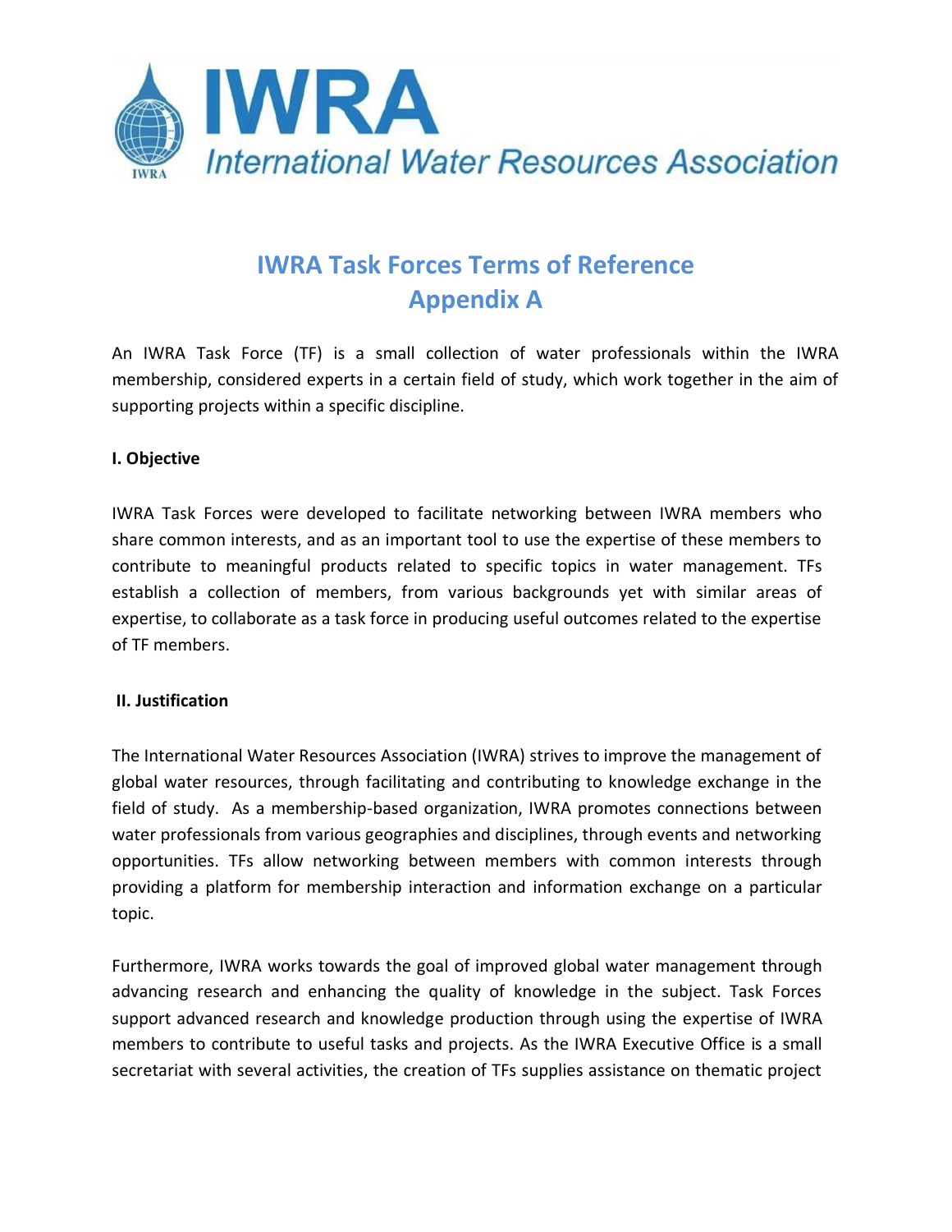IWRA
International Water Resources Association

# IWRA Task Forces Terms of Reference
# Appendix A

An IWRA Task Force (TF) is a small collection of water professionals within the IWRA membership, considered experts in a certain field of study, which work together in the aim of supporting projects within a specific discipline.

**I. Objective**

IWRA Task Forces were developed to facilitate networking between IWRA members who share common interests, and as an important tool to use the expertise of these members to contribute to meaningful products related to specific topics in water management. TFs establish a collection of members, from various backgrounds yet with similar areas of expertise, to collaborate as a task force in producing useful outcomes related to the expertise of TF members.

**II. Justification**

The International Water Resources Association (IWRA) strives to improve the management of global water resources, through facilitating and contributing to knowledge exchange in the field of study. As a membership-based organization, IWRA promotes connections between water professionals from various geographies and disciplines, through events and networking opportunities. TFs allow networking between members with common interests through providing a platform for membership interaction and information exchange on a particular topic.

Furthermore, IWRA works towards the goal of improved global water management through advancing research and enhancing the quality of knowledge in the subject. Task Forces support advanced research and knowledge production through using the expertise of IWRA members to contribute to useful tasks and projects. As the IWRA Executive Office is a small secretariat with several activities, the creation of TFs supplies assistance on thematic project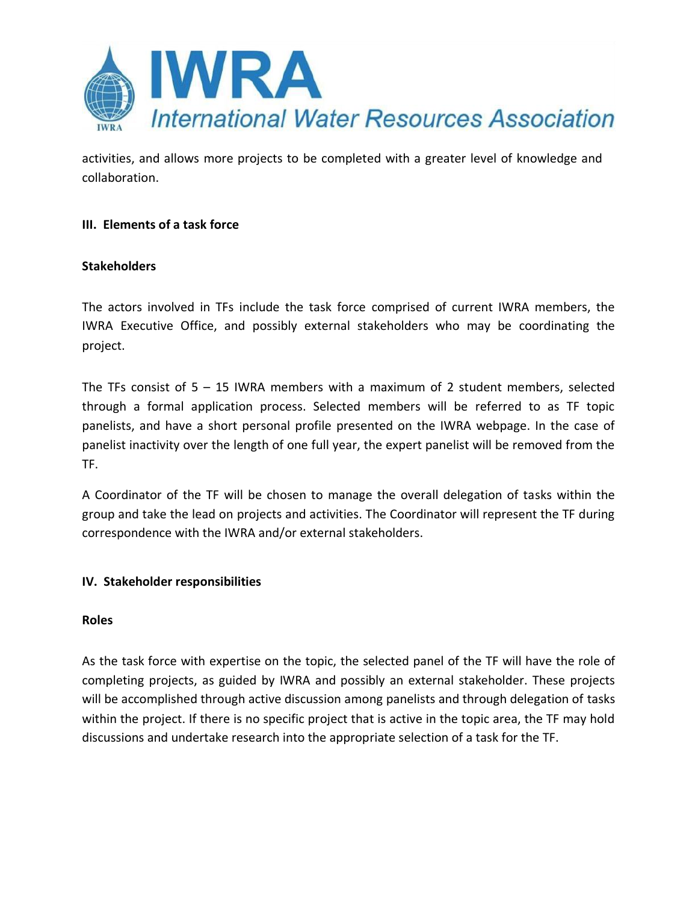activities, and allows more projects to be completed with a greater level of knowledge and collaboration.

## III. Elements of a task force

### Stakeholders

The actors involved in TFs include the task force comprised of current IWRA members, the IWRA Executive Office, and possibly external stakeholders who may be coordinating the project.

The TFs consist of 5 – 15 IWRA members with a maximum of 2 student members, selected through a formal application process. Selected members will be referred to as TF topic panelists, and have a short personal profile presented on the IWRA webpage. In the case of panelist inactivity over the length of one full year, the expert panelist will be removed from the TF.

A Coordinator of the TF will be chosen to manage the overall delegation of tasks within the group and take the lead on projects and activities. The Coordinator will represent the TF during correspondence with the IWRA and/or external stakeholders.

## IV. Stakeholder responsibilities

### Roles

As the task force with expertise on the topic, the selected panel of the TF will have the role of completing projects, as guided by IWRA and possibly an external stakeholder. These projects will be accomplished through active discussion among panelists and through delegation of tasks within the project. If there is no specific project that is active in the topic area, the TF may hold discussions and undertake research into the appropriate selection of a task for the TF.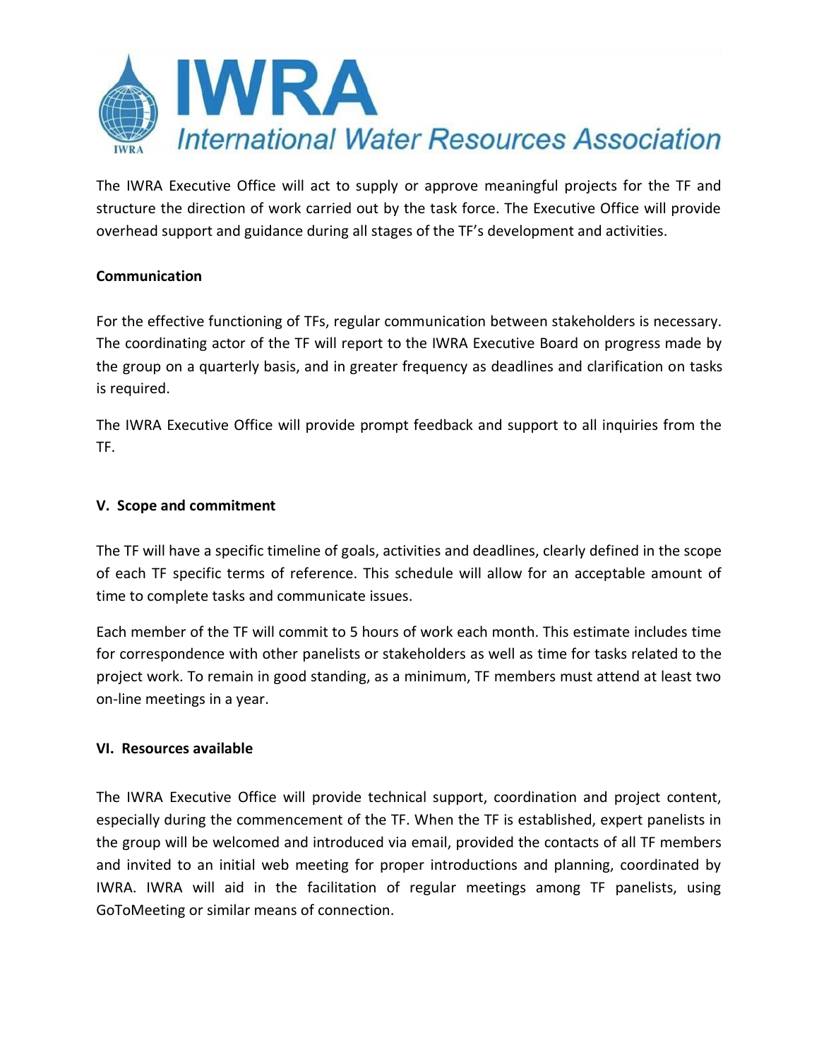The IWRA Executive Office will act to supply or approve meaningful projects for the TF and structure the direction of work carried out by the task force. The Executive Office will provide overhead support and guidance during all stages of the TF's development and activities.

**Communication**

For the effective functioning of TFs, regular communication between stakeholders is necessary. The coordinating actor of the TF will report to the IWRA Executive Board on progress made by the group on a quarterly basis, and in greater frequency as deadlines and clarification on tasks is required.

The IWRA Executive Office will provide prompt feedback and support to all inquiries from the TF.

## V. Scope and commitment

The TF will have a specific timeline of goals, activities and deadlines, clearly defined in the scope of each TF specific terms of reference. This schedule will allow for an acceptable amount of time to complete tasks and communicate issues.

Each member of the TF will commit to 5 hours of work each month. This estimate includes time for correspondence with other panelists or stakeholders as well as time for tasks related to the project work. To remain in good standing, as a minimum, TF members must attend at least two on-line meetings in a year.

## VI. Resources available

The IWRA Executive Office will provide technical support, coordination and project content, especially during the commencement of the TF. When the TF is established, expert panelists in the group will be welcomed and introduced via email, provided the contacts of all TF members and invited to an initial web meeting for proper introductions and planning, coordinated by IWRA. IWRA will aid in the facilitation of regular meetings among TF panelists, using GoToMeeting or similar means of connection.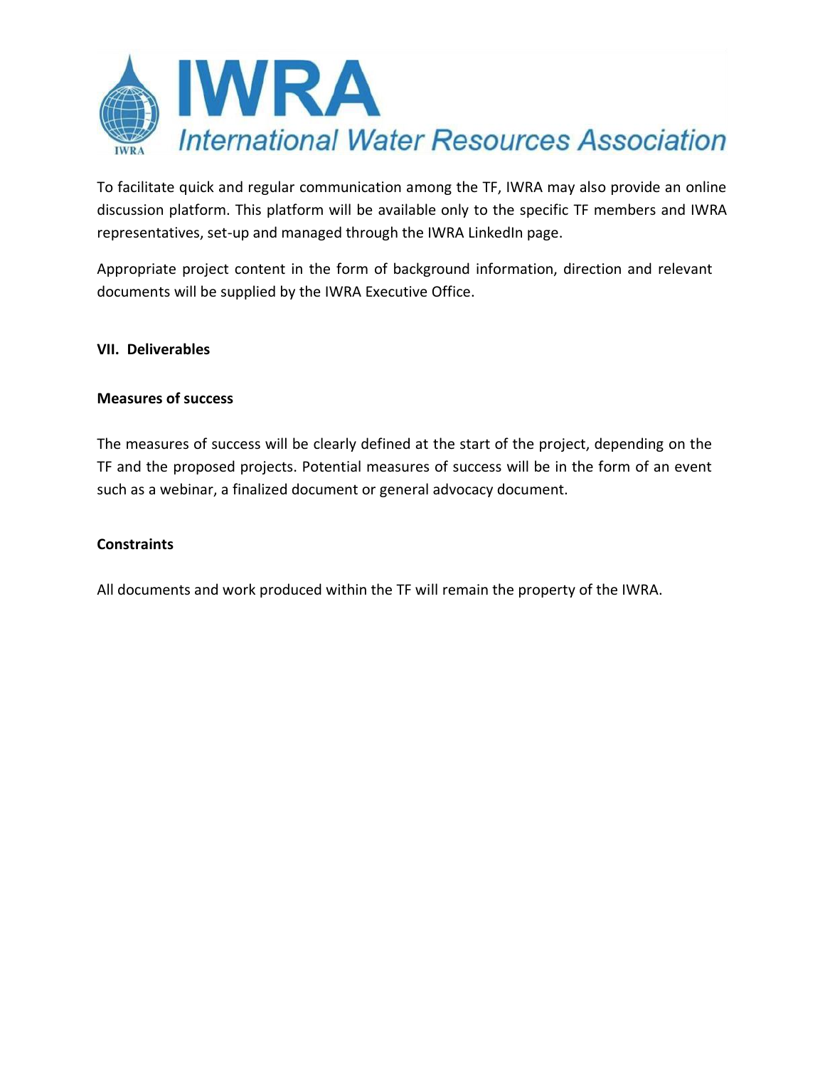To facilitate quick and regular communication among the TF, IWRA may also provide an online discussion platform. This platform will be available only to the specific TF members and IWRA representatives, set-up and managed through the IWRA LinkedIn page.

Appropriate project content in the form of background information, direction and relevant documents will be supplied by the IWRA Executive Office.

## VII. Deliverables

### Measures of success

The measures of success will be clearly defined at the start of the project, depending on the TF and the proposed projects. Potential measures of success will be in the form of an event such as a webinar, a finalized document or general advocacy document.

### Constraints

All documents and work produced within the TF will remain the property of the IWRA.